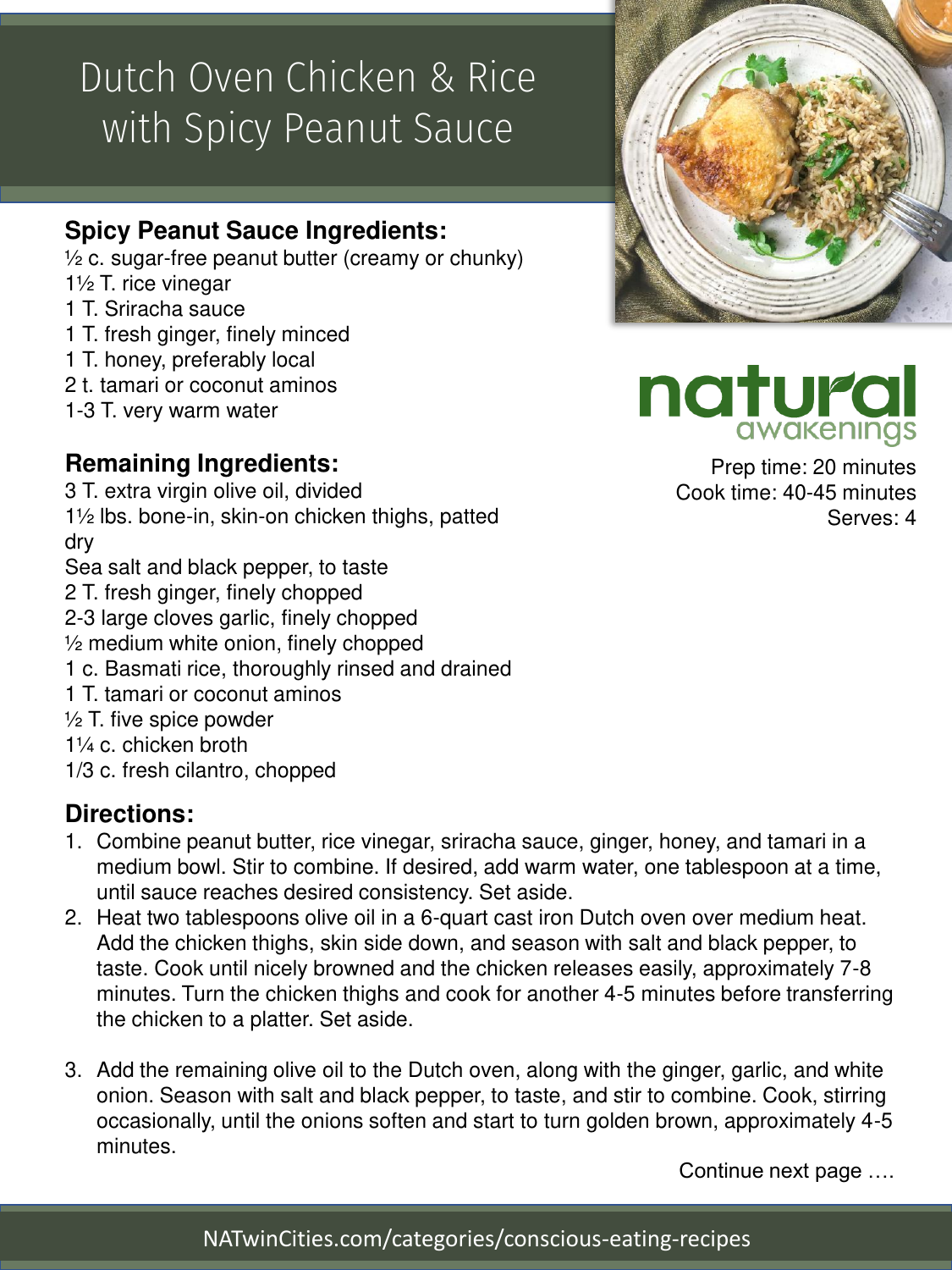# Dutch Oven Chicken & Rice with Spicy Peanut Sauce

**natural awakenings**

Prep time: 20 minutes
Cook time: 40-45 minutes
Serves: 4

## Spicy Peanut Sauce Ingredients:

½ c. sugar-free peanut butter (creamy or chunky)
1½ T. rice vinegar
1 T. Sriracha sauce
1 T. fresh ginger, finely minced
1 T. honey, preferably local
2 t. tamari or coconut aminos
1-3 T. very warm water

## Remaining Ingredients:

3 T. extra virgin olive oil, divided
1½ lbs. bone-in, skin-on chicken thighs, patted dry
Sea salt and black pepper, to taste
2 T. fresh ginger, finely chopped
2-3 large cloves garlic, finely chopped
½ medium white onion, finely chopped
1 c. Basmati rice, thoroughly rinsed and drained
1 T. tamari or coconut aminos
½ T. five spice powder
1¼ c. chicken broth
1/3 c. fresh cilantro, chopped

## Directions:

1. Combine peanut butter, rice vinegar, sriracha sauce, ginger, honey, and tamari in a medium bowl. Stir to combine. If desired, add warm water, one tablespoon at a time, until sauce reaches desired consistency. Set aside.
2. Heat two tablespoons olive oil in a 6-quart cast iron Dutch oven over medium heat. Add the chicken thighs, skin side down, and season with salt and black pepper, to taste. Cook until nicely browned and the chicken releases easily, approximately 7-8 minutes. Turn the chicken thighs and cook for another 4-5 minutes before transferring the chicken to a platter. Set aside.
3. Add the remaining olive oil to the Dutch oven, along with the ginger, garlic, and white onion. Season with salt and black pepper, to taste, and stir to combine. Cook, stirring occasionally, until the onions soften and start to turn golden brown, approximately 4-5 minutes.

Continue next page ….

NATwinCities.com/categories/conscious-eating-recipes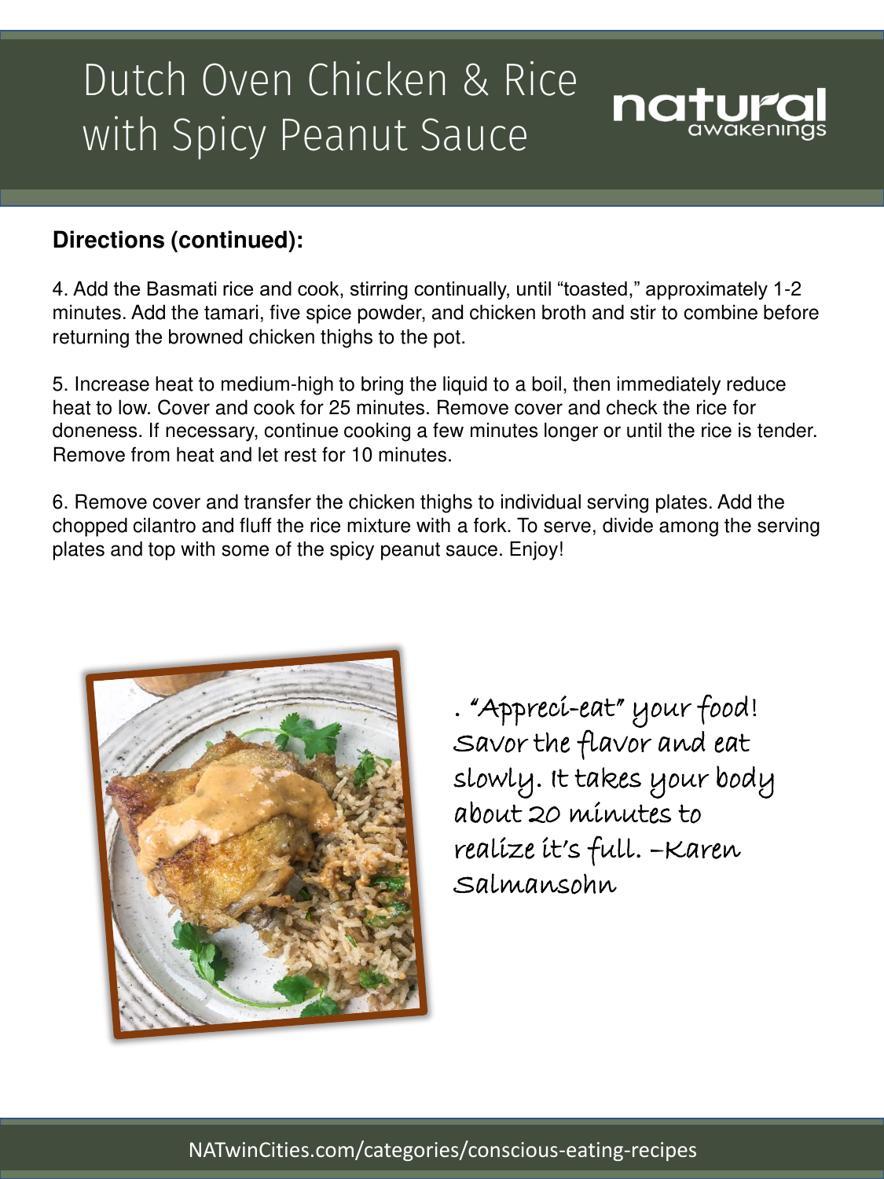# Dutch Oven Chicken & Rice with Spicy Peanut Sauce

**Directions (continued):**

4. Add the Basmati rice and cook, stirring continually, until “toasted,” approximately 1-2 minutes. Add the tamari, five spice powder, and chicken broth and stir to combine before returning the browned chicken thighs to the pot.

5. Increase heat to medium-high to bring the liquid to a boil, then immediately reduce heat to low. Cover and cook for 25 minutes. Remove cover and check the rice for doneness. If necessary, continue cooking a few minutes longer or until the rice is tender. Remove from heat and let rest for 10 minutes.

6. Remove cover and transfer the chicken thighs to individual serving plates. Add the chopped cilantro and fluff the rice mixture with a fork. To serve, divide among the serving plates and top with some of the spicy peanut sauce. Enjoy!

. “Appreci-eat” your food! Savor the flavor and eat slowly. It takes your body about 20 minutes to realize it’s full. –Karen Salmansohn

NATwinCities.com/categories/conscious-eating-recipes